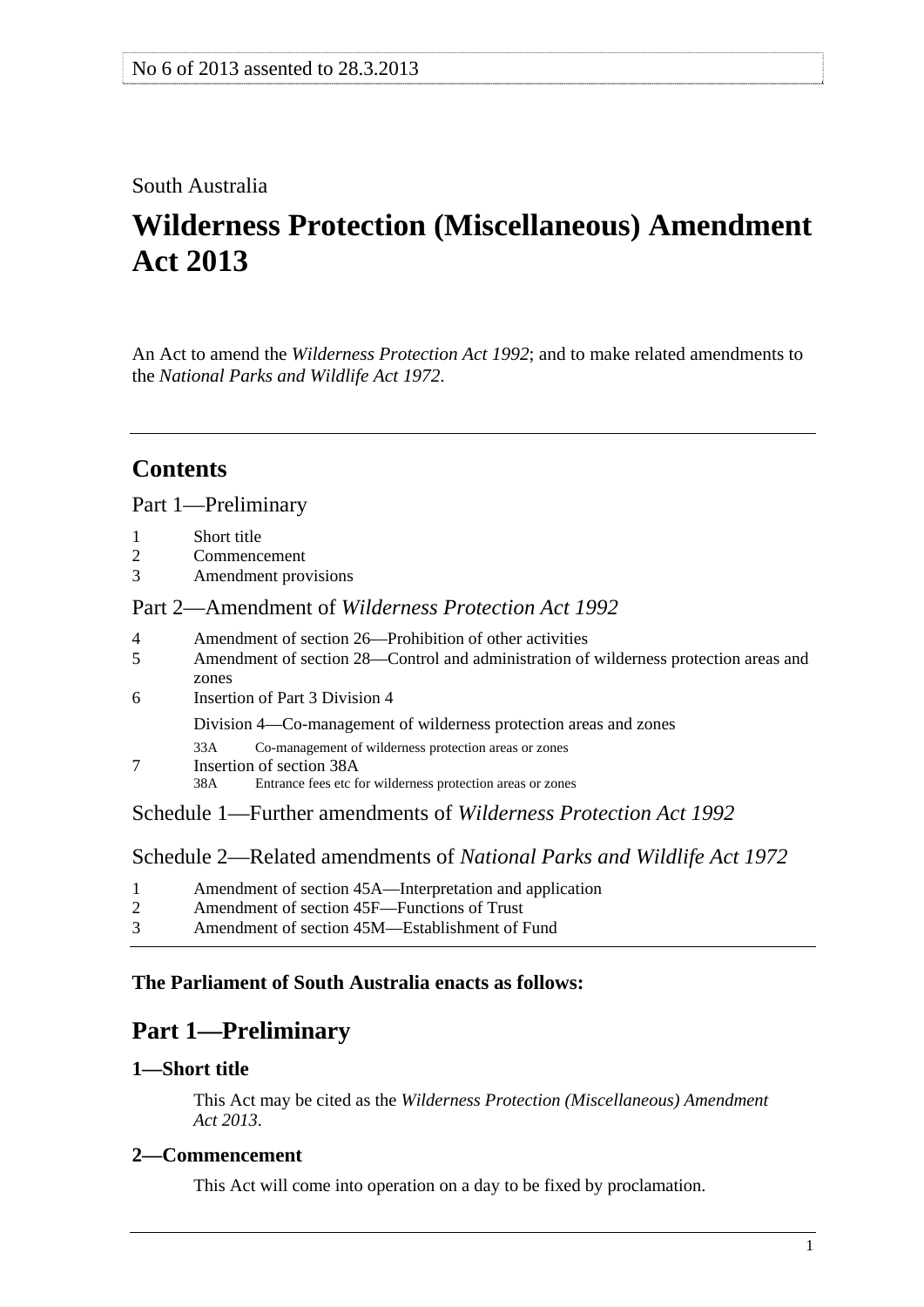No 6 of 2013 assented to 28.3.2013

South Australia

# Wilderness Protection (Miscellaneous) Amendment Act 2013

An Act to amend the *Wilderness Protection Act 1992*; and to make related amendments to the *National Parks and Wildlife Act 1972*.

## Contents

Part 1—Preliminary

1 Short title
2 Commencement
3 Amendment provisions

Part 2—Amendment of *Wilderness Protection Act 1992*

4 Amendment of section 26—Prohibition of other activities
5 Amendment of section 28—Control and administration of wilderness protection areas and zones
6 Insertion of Part 3 Division 4

Division 4—Co-management of wilderness protection areas and zones

33A Co-management of wilderness protection areas or zones

7 Insertion of section 38A

38A Entrance fees etc for wilderness protection areas or zones

Schedule 1—Further amendments of *Wilderness Protection Act 1992*

Schedule 2—Related amendments of *National Parks and Wildlife Act 1972*

1 Amendment of section 45A—Interpretation and application
2 Amendment of section 45F—Functions of Trust
3 Amendment of section 45M—Establishment of Fund

**The Parliament of South Australia enacts as follows:**

## Part 1—Preliminary

### 1—Short title

This Act may be cited as the *Wilderness Protection (Miscellaneous) Amendment Act 2013*.

### 2—Commencement

This Act will come into operation on a day to be fixed by proclamation.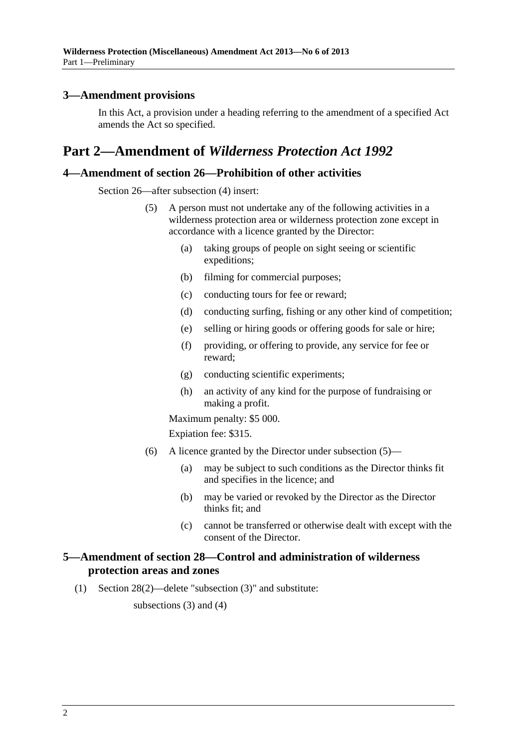### 3—Amendment provisions

In this Act, a provision under a heading referring to the amendment of a specified Act amends the Act so specified.

## Part 2—Amendment of *Wilderness Protection Act 1992*

### 4—Amendment of section 26—Prohibition of other activities

Section 26—after subsection (4) insert:

(5) A person must not undertake any of the following activities in a wilderness protection area or wilderness protection zone except in accordance with a licence granted by the Director:

(a) taking groups of people on sight seeing or scientific expeditions;

(b) filming for commercial purposes;

(c) conducting tours for fee or reward;

(d) conducting surfing, fishing or any other kind of competition;

(e) selling or hiring goods or offering goods for sale or hire;

(f) providing, or offering to provide, any service for fee or reward;

(g) conducting scientific experiments;

(h) an activity of any kind for the purpose of fundraising or making a profit.

Maximum penalty: $5 000.

Expiation fee: $315.

(6) A licence granted by the Director under subsection (5)—

(a) may be subject to such conditions as the Director thinks fit and specifies in the licence; and

(b) may be varied or revoked by the Director as the Director thinks fit; and

(c) cannot be transferred or otherwise dealt with except with the consent of the Director.

### 5—Amendment of section 28—Control and administration of wilderness protection areas and zones

(1) Section 28(2)—delete "subsection (3)" and substitute:

subsections (3) and (4)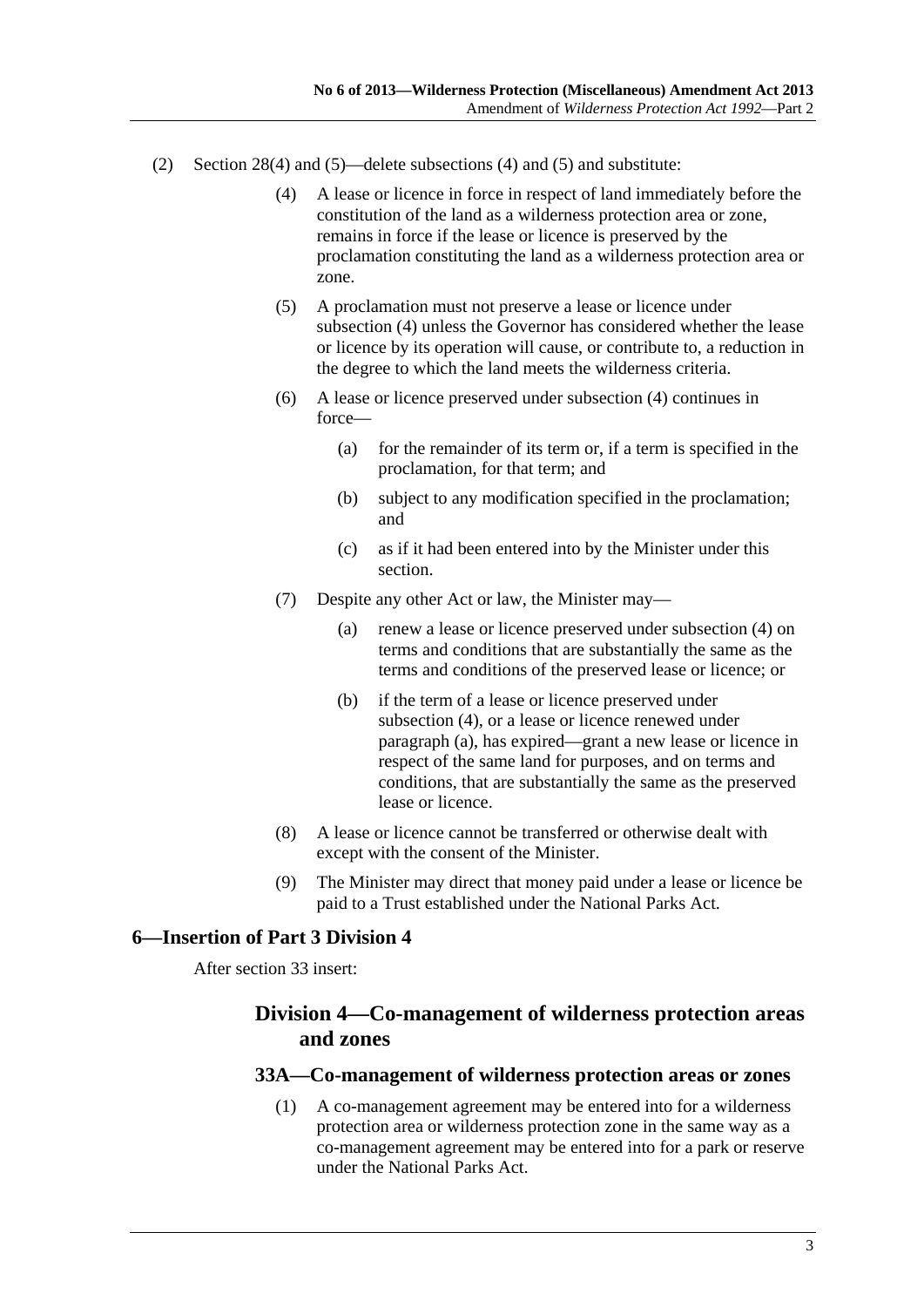(2) Section 28(4) and (5)—delete subsections (4) and (5) and substitute:

(4) A lease or licence in force in respect of land immediately before the constitution of the land as a wilderness protection area or zone, remains in force if the lease or licence is preserved by the proclamation constituting the land as a wilderness protection area or zone.

(5) A proclamation must not preserve a lease or licence under subsection (4) unless the Governor has considered whether the lease or licence by its operation will cause, or contribute to, a reduction in the degree to which the land meets the wilderness criteria.

(6) A lease or licence preserved under subsection (4) continues in force—

(a) for the remainder of its term or, if a term is specified in the proclamation, for that term; and

(b) subject to any modification specified in the proclamation; and

(c) as if it had been entered into by the Minister under this section.

(7) Despite any other Act or law, the Minister may—

(a) renew a lease or licence preserved under subsection (4) on terms and conditions that are substantially the same as the terms and conditions of the preserved lease or licence; or

(b) if the term of a lease or licence preserved under subsection (4), or a lease or licence renewed under paragraph (a), has expired—grant a new lease or licence in respect of the same land for purposes, and on terms and conditions, that are substantially the same as the preserved lease or licence.

(8) A lease or licence cannot be transferred or otherwise dealt with except with the consent of the Minister.

(9) The Minister may direct that money paid under a lease or licence be paid to a Trust established under the National Parks Act.

## 6—Insertion of Part 3 Division 4

After section 33 insert:

## Division 4—Co-management of wilderness protection areas and zones

### 33A—Co-management of wilderness protection areas or zones

(1) A co-management agreement may be entered into for a wilderness protection area or wilderness protection zone in the same way as a co-management agreement may be entered into for a park or reserve under the National Parks Act.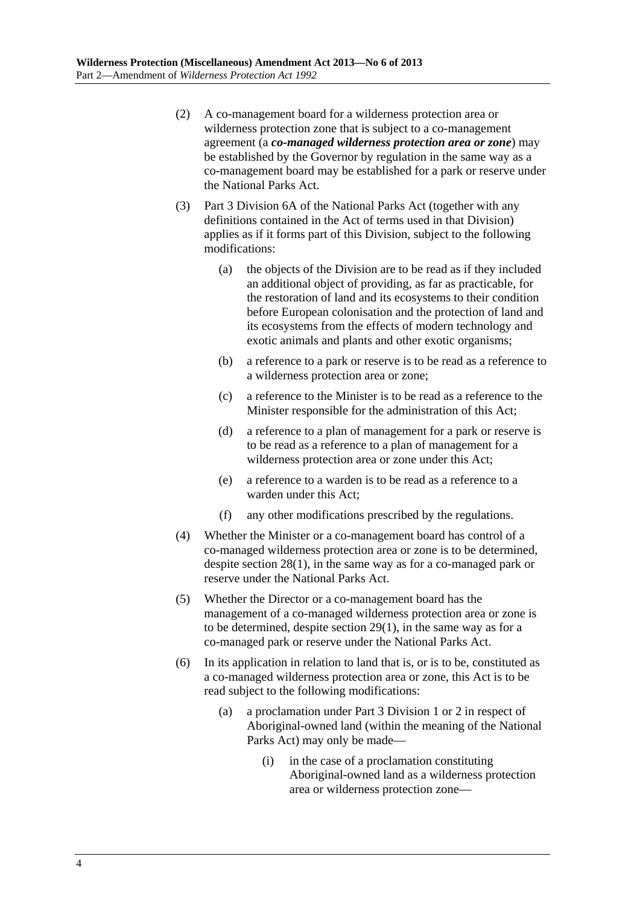(2) A co-management board for a wilderness protection area or wilderness protection zone that is subject to a co-management agreement (a ***co-managed wilderness protection area or zone***) may be established by the Governor by regulation in the same way as a co-management board may be established for a park or reserve under the National Parks Act.

(3) Part 3 Division 6A of the National Parks Act (together with any definitions contained in the Act of terms used in that Division) applies as if it forms part of this Division, subject to the following modifications:

- (a) the objects of the Division are to be read as if they included an additional object of providing, as far as practicable, for the restoration of land and its ecosystems to their condition before European colonisation and the protection of land and its ecosystems from the effects of modern technology and exotic animals and plants and other exotic organisms;
- (b) a reference to a park or reserve is to be read as a reference to a wilderness protection area or zone;
- (c) a reference to the Minister is to be read as a reference to the Minister responsible for the administration of this Act;
- (d) a reference to a plan of management for a park or reserve is to be read as a reference to a plan of management for a wilderness protection area or zone under this Act;
- (e) a reference to a warden is to be read as a reference to a warden under this Act;
- (f) any other modifications prescribed by the regulations.

(4) Whether the Minister or a co-management board has control of a co-managed wilderness protection area or zone is to be determined, despite section 28(1), in the same way as for a co-managed park or reserve under the National Parks Act.

(5) Whether the Director or a co-management board has the management of a co-managed wilderness protection area or zone is to be determined, despite section 29(1), in the same way as for a co-managed park or reserve under the National Parks Act.

(6) In its application in relation to land that is, or is to be, constituted as a co-managed wilderness protection area or zone, this Act is to be read subject to the following modifications:

- (a) a proclamation under Part 3 Division 1 or 2 in respect of Aboriginal-owned land (within the meaning of the National Parks Act) may only be made—
  - (i) in the case of a proclamation constituting Aboriginal-owned land as a wilderness protection area or wilderness protection zone—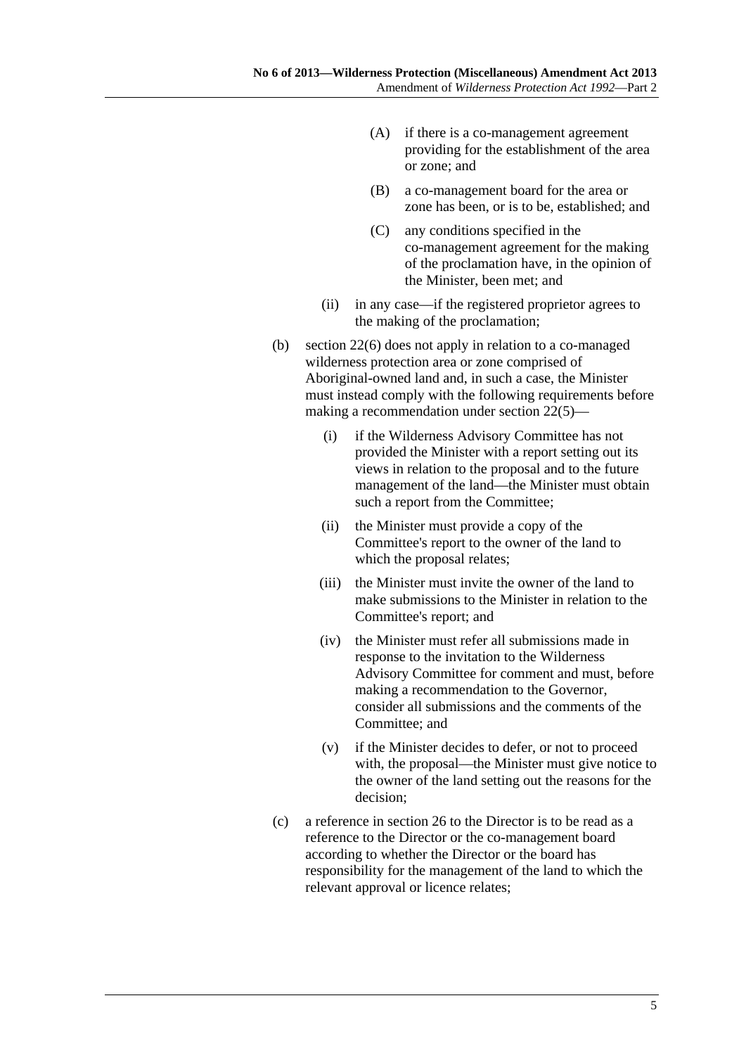(A) if there is a co-management agreement providing for the establishment of the area or zone; and

(B) a co-management board for the area or zone has been, or is to be, established; and

(C) any conditions specified in the co-management agreement for the making of the proclamation have, in the opinion of the Minister, been met; and

(ii) in any case—if the registered proprietor agrees to the making of the proclamation;

(b) section 22(6) does not apply in relation to a co-managed wilderness protection area or zone comprised of Aboriginal-owned land and, in such a case, the Minister must instead comply with the following requirements before making a recommendation under section 22(5)—

(i) if the Wilderness Advisory Committee has not provided the Minister with a report setting out its views in relation to the proposal and to the future management of the land—the Minister must obtain such a report from the Committee;

(ii) the Minister must provide a copy of the Committee's report to the owner of the land to which the proposal relates;

(iii) the Minister must invite the owner of the land to make submissions to the Minister in relation to the Committee's report; and

(iv) the Minister must refer all submissions made in response to the invitation to the Wilderness Advisory Committee for comment and must, before making a recommendation to the Governor, consider all submissions and the comments of the Committee; and

(v) if the Minister decides to defer, or not to proceed with, the proposal—the Minister must give notice to the owner of the land setting out the reasons for the decision;

(c) a reference in section 26 to the Director is to be read as a reference to the Director or the co-management board according to whether the Director or the board has responsibility for the management of the land to which the relevant approval or licence relates;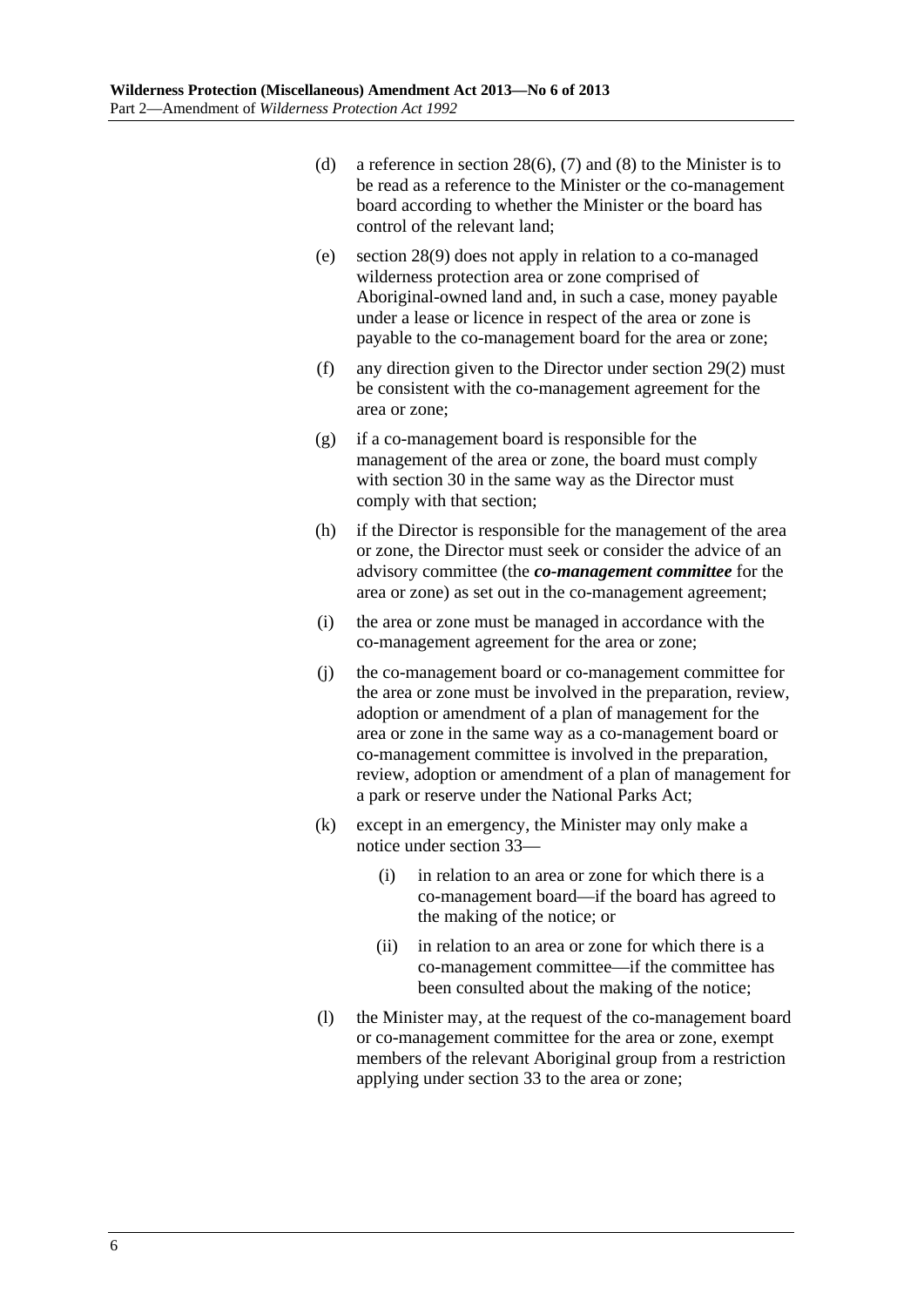(d) a reference in section 28(6), (7) and (8) to the Minister is to be read as a reference to the Minister or the co-management board according to whether the Minister or the board has control of the relevant land;

(e) section 28(9) does not apply in relation to a co-managed wilderness protection area or zone comprised of Aboriginal-owned land and, in such a case, money payable under a lease or licence in respect of the area or zone is payable to the co-management board for the area or zone;

(f) any direction given to the Director under section 29(2) must be consistent with the co-management agreement for the area or zone;

(g) if a co-management board is responsible for the management of the area or zone, the board must comply with section 30 in the same way as the Director must comply with that section;

(h) if the Director is responsible for the management of the area or zone, the Director must seek or consider the advice of an advisory committee (the ***co-management committee*** for the area or zone) as set out in the co-management agreement;

(i) the area or zone must be managed in accordance with the co-management agreement for the area or zone;

(j) the co-management board or co-management committee for the area or zone must be involved in the preparation, review, adoption or amendment of a plan of management for the area or zone in the same way as a co-management board or co-management committee is involved in the preparation, review, adoption or amendment of a plan of management for a park or reserve under the National Parks Act;

(k) except in an emergency, the Minister may only make a notice under section 33—

 (i) in relation to an area or zone for which there is a co-management board—if the board has agreed to the making of the notice; or

 (ii) in relation to an area or zone for which there is a co-management committee—if the committee has been consulted about the making of the notice;

(l) the Minister may, at the request of the co-management board or co-management committee for the area or zone, exempt members of the relevant Aboriginal group from a restriction applying under section 33 to the area or zone;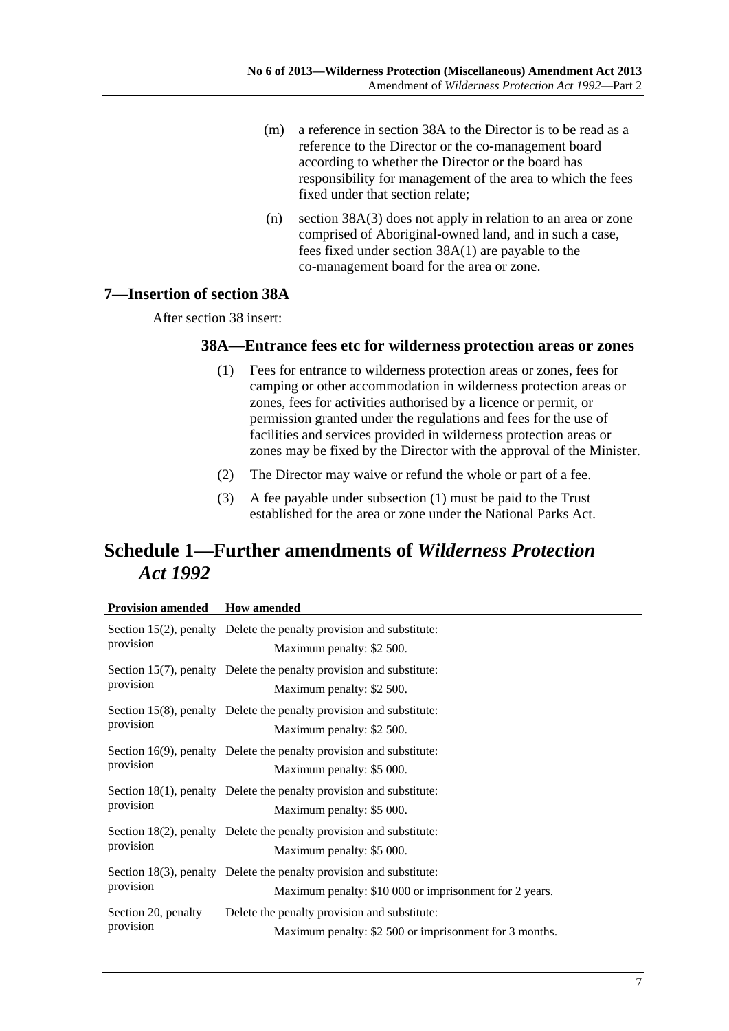(m) a reference in section 38A to the Director is to be read as a reference to the Director or the co-management board according to whether the Director or the board has responsibility for management of the area to which the fees fixed under that section relate;

(n) section 38A(3) does not apply in relation to an area or zone comprised of Aboriginal-owned land, and in such a case, fees fixed under section 38A(1) are payable to the co-management board for the area or zone.

### 7—Insertion of section 38A

After section 38 insert:

#### 38A—Entrance fees etc for wilderness protection areas or zones

(1) Fees for entrance to wilderness protection areas or zones, fees for camping or other accommodation in wilderness protection areas or zones, fees for activities authorised by a licence or permit, or permission granted under the regulations and fees for the use of facilities and services provided in wilderness protection areas or zones may be fixed by the Director with the approval of the Minister.

(2) The Director may waive or refund the whole or part of a fee.

(3) A fee payable under subsection (1) must be paid to the Trust established for the area or zone under the National Parks Act.

# Schedule 1—Further amendments of *Wilderness Protection Act 1992*

| Provision amended | How amended |
|---|---|
| Section 15(2), penalty provision | Delete the penalty provision and substitute: Maximum penalty: $2 500. |
| Section 15(7), penalty provision | Delete the penalty provision and substitute: Maximum penalty: $2 500. |
| Section 15(8), penalty provision | Delete the penalty provision and substitute: Maximum penalty: $2 500. |
| Section 16(9), penalty provision | Delete the penalty provision and substitute: Maximum penalty: $5 000. |
| Section 18(1), penalty provision | Delete the penalty provision and substitute: Maximum penalty: $5 000. |
| Section 18(2), penalty provision | Delete the penalty provision and substitute: Maximum penalty: $5 000. |
| Section 18(3), penalty provision | Delete the penalty provision and substitute: Maximum penalty: $10 000 or imprisonment for 2 years. |
| Section 20, penalty provision | Delete the penalty provision and substitute: Maximum penalty: $2 500 or imprisonment for 3 months. |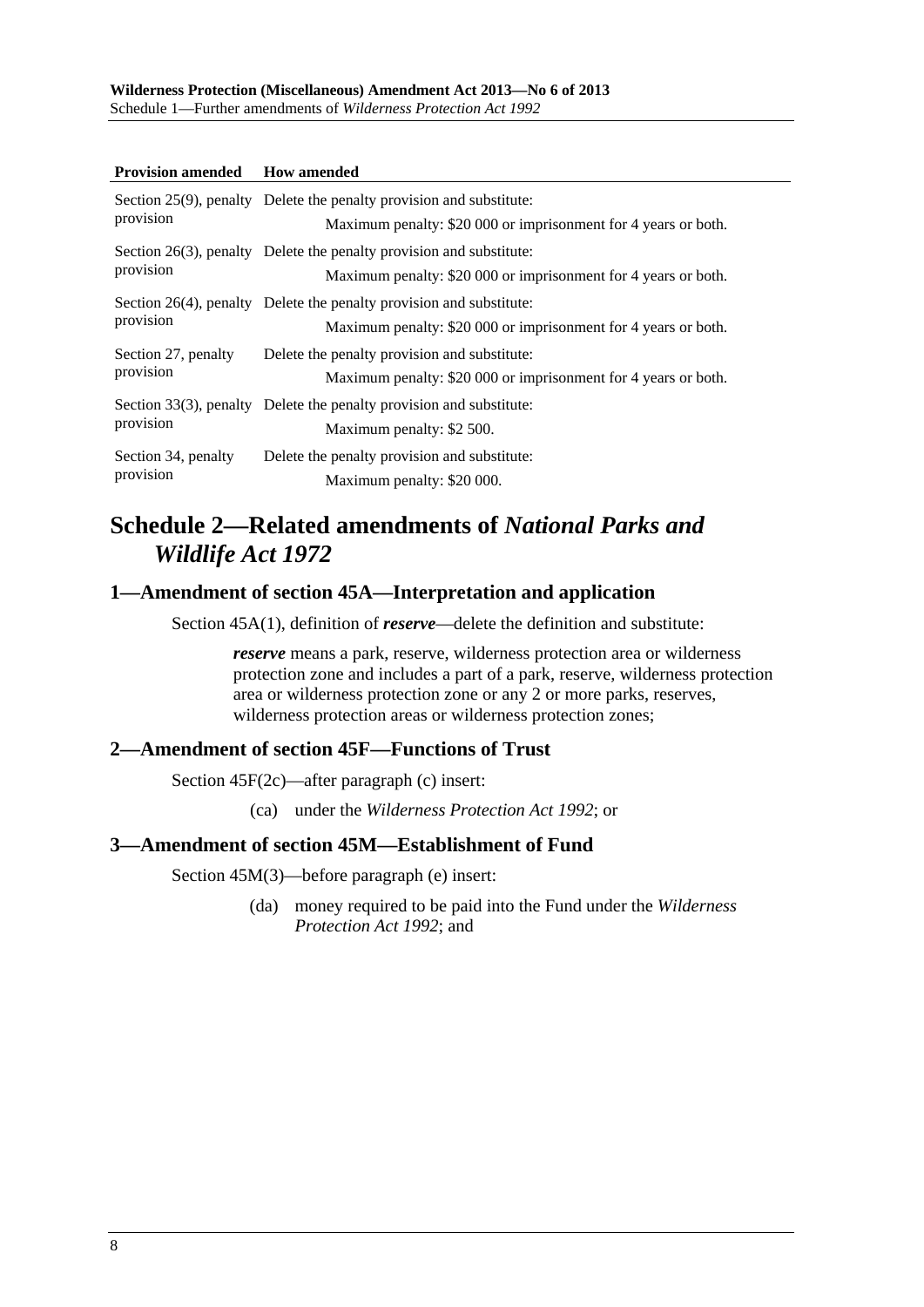| Provision amended | How amended |
|---|---|
| Section 25(9), penalty provision | Delete the penalty provision and substitute: Maximum penalty: \$20 000 or imprisonment for 4 years or both. |
| Section 26(3), penalty provision | Delete the penalty provision and substitute: Maximum penalty: \$20 000 or imprisonment for 4 years or both. |
| Section 26(4), penalty provision | Delete the penalty provision and substitute: Maximum penalty: \$20 000 or imprisonment for 4 years or both. |
| Section 27, penalty provision | Delete the penalty provision and substitute: Maximum penalty: \$20 000 or imprisonment for 4 years or both. |
| Section 33(3), penalty provision | Delete the penalty provision and substitute: Maximum penalty: \$2 500. |
| Section 34, penalty provision | Delete the penalty provision and substitute: Maximum penalty: \$20 000. |

# Schedule 2—Related amendments of *National Parks and Wildlife Act 1972*

## 1—Amendment of section 45A—Interpretation and application

Section 45A(1), definition of ***reserve***—delete the definition and substitute:

> ***reserve*** means a park, reserve, wilderness protection area or wilderness protection zone and includes a part of a park, reserve, wilderness protection area or wilderness protection zone or any 2 or more parks, reserves, wilderness protection areas or wilderness protection zones;

## 2—Amendment of section 45F—Functions of Trust

Section 45F(2c)—after paragraph (c) insert:

> (ca) under the *Wilderness Protection Act 1992*; or

## 3—Amendment of section 45M—Establishment of Fund

Section 45M(3)—before paragraph (e) insert:

> (da) money required to be paid into the Fund under the *Wilderness Protection Act 1992*; and